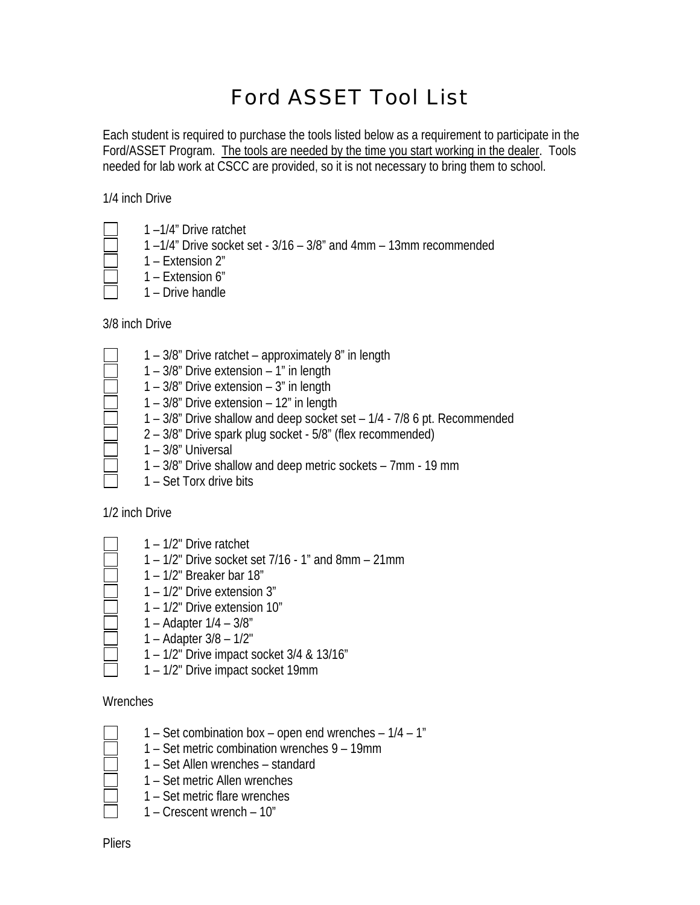# Ford ASSET Tool List

Each student is required to purchase the tools listed below as a requirement to participate in the Ford/ASSET Program. <u>The tools are needed by the time you start working in the dealer</u>. Tools needed for lab work at CSCC are provided, so it is not necessary to bring them to school.

1/4 inch Drive

- [ ] 1 –1/4" Drive ratchet
- [ ] 1 –1/4" Drive socket set - 3/16 – 3/8" and 4mm – 13mm recommended
- [ ] 1 – Extension 2"
- [ ] 1 – Extension 6"
- [ ] 1 – Drive handle

3/8 inch Drive

- [ ] 1 – 3/8" Drive ratchet – approximately 8" in length
- [ ] 1 – 3/8" Drive extension – 1" in length
- [ ] 1 – 3/8" Drive extension – 3" in length
- [ ] 1 – 3/8" Drive extension – 12" in length
- [ ] 1 – 3/8" Drive shallow and deep socket set – 1/4 - 7/8 6 pt. Recommended
- [ ] 2 – 3/8" Drive spark plug socket - 5/8" (flex recommended)
- [ ] 1 – 3/8" Universal
- [ ] 1 – 3/8" Drive shallow and deep metric sockets – 7mm - 19 mm
- [ ] 1 – Set Torx drive bits

1/2 inch Drive

- [ ] 1 – 1/2" Drive ratchet
- [ ] 1 – 1/2" Drive socket set 7/16 - 1" and 8mm – 21mm
- [ ] 1 – 1/2" Breaker bar 18"
- [ ] 1 – 1/2" Drive extension 3"
- [ ] 1 – 1/2" Drive extension 10"
- [ ] 1 – Adapter 1/4 – 3/8"
- [ ] 1 – Adapter 3/8 – 1/2"
- [ ] 1 – 1/2" Drive impact socket 3/4 & 13/16"
- [ ] 1 – 1/2" Drive impact socket 19mm

Wrenches

- [ ] 1 – Set combination box – open end wrenches – 1/4 – 1"
- [ ] 1 – Set metric combination wrenches 9 – 19mm
- [ ] 1 – Set Allen wrenches – standard
- [ ] 1 – Set metric Allen wrenches
- [ ] 1 – Set metric flare wrenches
- [ ] 1 – Crescent wrench – 10"

Pliers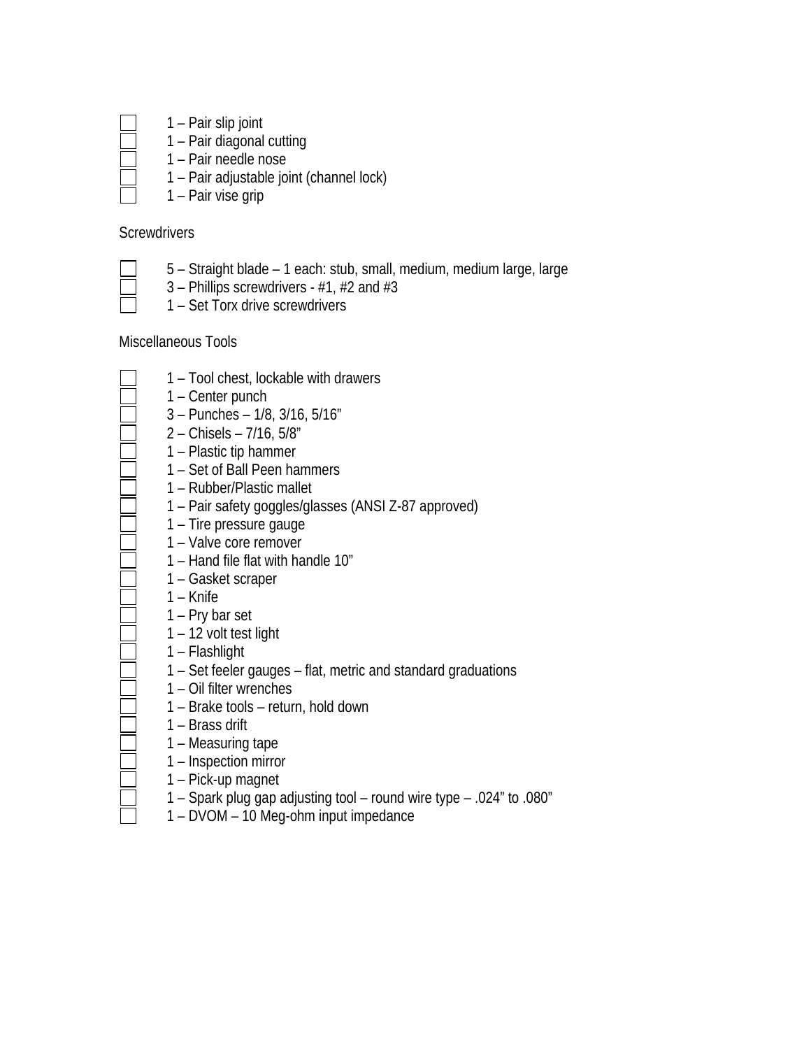- [ ] 1 – Pair slip joint
- [ ] 1 – Pair diagonal cutting
- [ ] 1 – Pair needle nose
- [ ] 1 – Pair adjustable joint (channel lock)
- [ ] 1 – Pair vise grip

Screwdrivers

- [ ] 5 – Straight blade – 1 each: stub, small, medium, medium large, large
- [ ] 3 – Phillips screwdrivers - #1, #2 and #3
- [ ] 1 – Set Torx drive screwdrivers

Miscellaneous Tools

- [ ] 1 – Tool chest, lockable with drawers
- [ ] 1 – Center punch
- [ ] 3 – Punches – 1/8, 3/16, 5/16"
- [ ] 2 – Chisels – 7/16, 5/8"
- [ ] 1 – Plastic tip hammer
- [ ] 1 – Set of Ball Peen hammers
- [ ] 1 – Rubber/Plastic mallet
- [ ] 1 – Pair safety goggles/glasses (ANSI Z-87 approved)
- [ ] 1 – Tire pressure gauge
- [ ] 1 – Valve core remover
- [ ] 1 – Hand file flat with handle 10"
- [ ] 1 – Gasket scraper
- [ ] 1 – Knife
- [ ] 1 – Pry bar set
- [ ] 1 – 12 volt test light
- [ ] 1 – Flashlight
- [ ] 1 – Set feeler gauges – flat, metric and standard graduations
- [ ] 1 – Oil filter wrenches
- [ ] 1 – Brake tools – return, hold down
- [ ] 1 – Brass drift
- [ ] 1 – Measuring tape
- [ ] 1 – Inspection mirror
- [ ] 1 – Pick-up magnet
- [ ] 1 – Spark plug gap adjusting tool – round wire type – .024" to .080"
- [ ] 1 – DVOM – 10 Meg-ohm input impedance